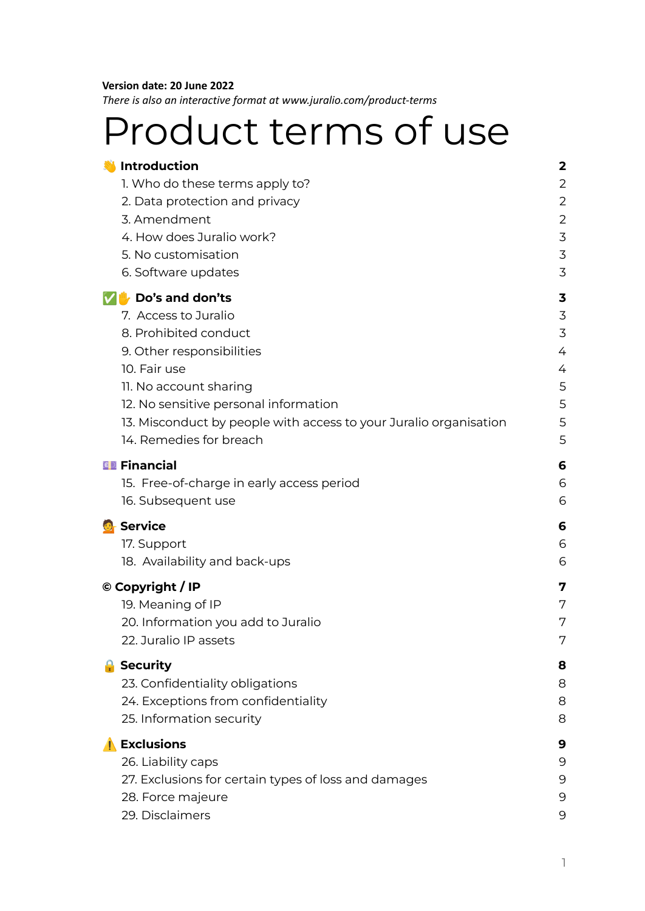**Version date: 20 June 2022**

*There is also an interactive format at www.juralio.com/product-terms*

# Product terms of use

| | |
|---|---|
| 👋 **Introduction** | **2** |
| 1. Who do these terms apply to? | 2 |
| 2. Data protection and privacy | 2 |
| 3. Amendment | 2 |
| 4. How does Juralio work? | 3 |
| 5. No customisation | 3 |
| 6. Software updates | 3 |
| ✅✋ **Do's and don'ts** | **3** |
| 7. Access to Juralio | 3 |
| 8. Prohibited conduct | 3 |
| 9. Other responsibilities | 4 |
| 10. Fair use | 4 |
| 11. No account sharing | 5 |
| 12. No sensitive personal information | 5 |
| 13. Misconduct by people with access to your Juralio organisation | 5 |
| 14. Remedies for breach | 5 |
| 💷 **Financial** | **6** |
| 15. Free-of-charge in early access period | 6 |
| 16. Subsequent use | 6 |
| 💁 **Service** | **6** |
| 17. Support | 6 |
| 18. Availability and back-ups | 6 |
| © **Copyright / IP** | **7** |
| 19. Meaning of IP | 7 |
| 20. Information you add to Juralio | 7 |
| 22. Juralio IP assets | 7 |
| 🔒 **Security** | **8** |
| 23. Confidentiality obligations | 8 |
| 24. Exceptions from confidentiality | 8 |
| 25. Information security | 8 |
| ⚠️ **Exclusions** | **9** |
| 26. Liability caps | 9 |
| 27. Exclusions for certain types of loss and damages | 9 |
| 28. Force majeure | 9 |
| 29. Disclaimers | 9 |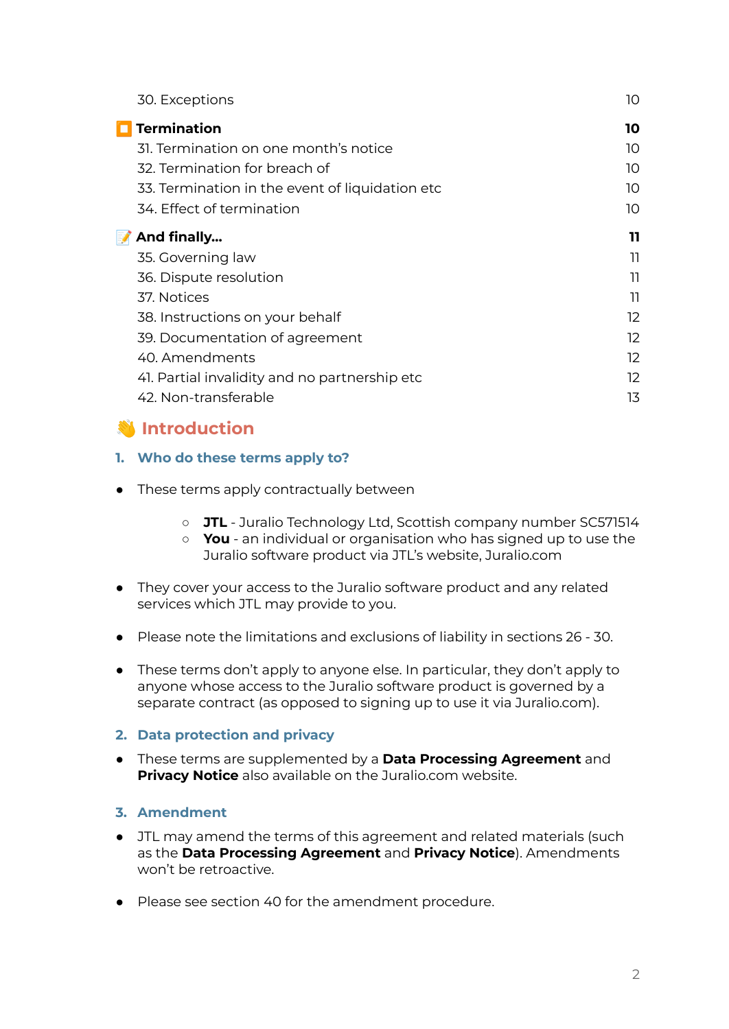| | |
|---|---|
| 30. Exceptions | 10 |
| 🟧 **Termination** | **10** |
| 31. Termination on one month's notice | 10 |
| 32. Termination for breach of | 10 |
| 33. Termination in the event of liquidation etc | 10 |
| 34. Effect of termination | 10 |
| 📝 **And finally...** | **11** |
| 35. Governing law | 11 |
| 36. Dispute resolution | 11 |
| 37. Notices | 11 |
| 38. Instructions on your behalf | 12 |
| 39. Documentation of agreement | 12 |
| 40. Amendments | 12 |
| 41. Partial invalidity and no partnership etc | 12 |
| 42. Non-transferable | 13 |

# 👋 Introduction

## 1. Who do these terms apply to?

- These terms apply contractually between
  - **JTL** - Juralio Technology Ltd, Scottish company number SC571514
  - **You** - an individual or organisation who has signed up to use the Juralio software product via JTL's website, Juralio.com
- They cover your access to the Juralio software product and any related services which JTL may provide to you.
- Please note the limitations and exclusions of liability in sections 26 - 30.
- These terms don't apply to anyone else. In particular, they don't apply to anyone whose access to the Juralio software product is governed by a separate contract (as opposed to signing up to use it via Juralio.com).

## 2. Data protection and privacy

- These terms are supplemented by a **Data Processing Agreement** and **Privacy Notice** also available on the Juralio.com website.

## 3. Amendment

- JTL may amend the terms of this agreement and related materials (such as the **Data Processing Agreement** and **Privacy Notice**). Amendments won't be retroactive.
- Please see section 40 for the amendment procedure.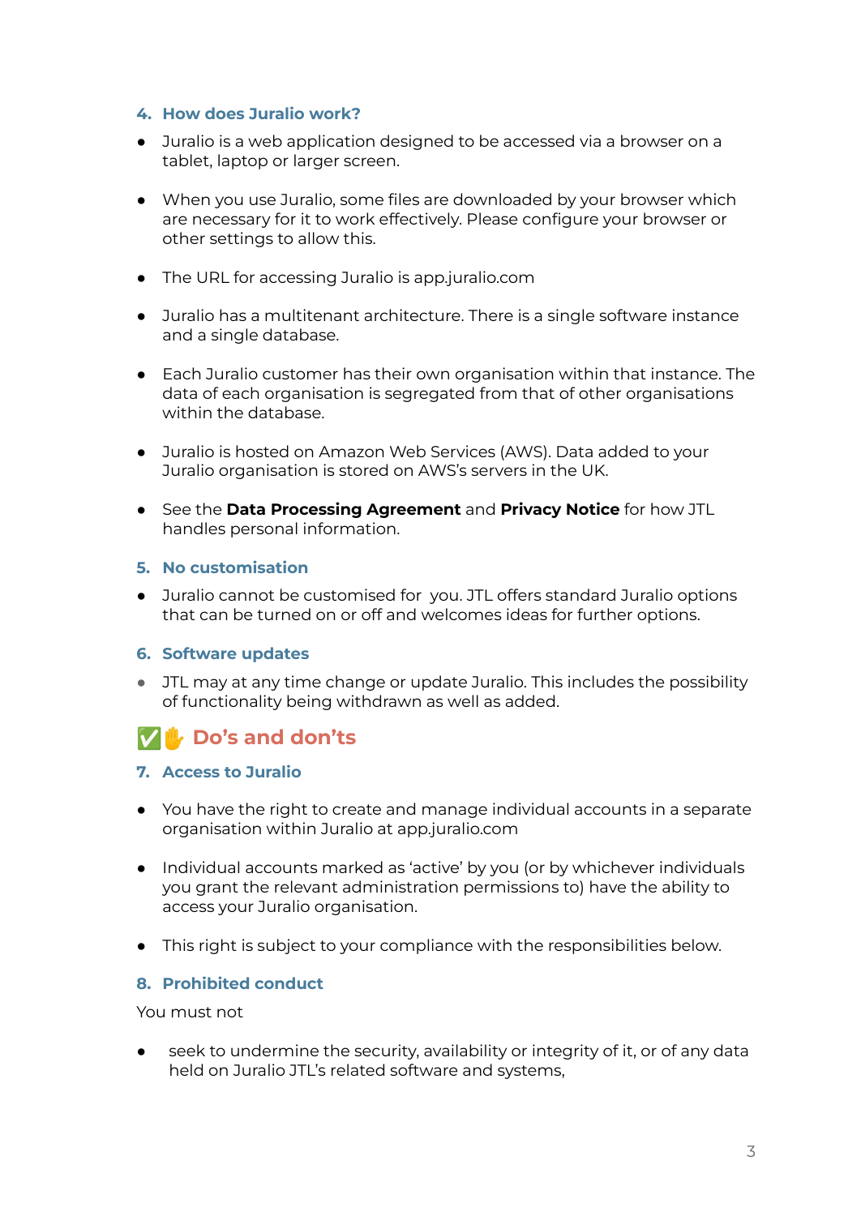### 4. How does Juralio work?

- Juralio is a web application designed to be accessed via a browser on a tablet, laptop or larger screen.
- When you use Juralio, some files are downloaded by your browser which are necessary for it to work effectively. Please configure your browser or other settings to allow this.
- The URL for accessing Juralio is app.juralio.com
- Juralio has a multitenant architecture. There is a single software instance and a single database.
- Each Juralio customer has their own organisation within that instance. The data of each organisation is segregated from that of other organisations within the database.
- Juralio is hosted on Amazon Web Services (AWS). Data added to your Juralio organisation is stored on AWS's servers in the UK.
- See the **Data Processing Agreement** and **Privacy Notice** for how JTL handles personal information.

### 5. No customisation

- Juralio cannot be customised for you. JTL offers standard Juralio options that can be turned on or off and welcomes ideas for further options.

### 6. Software updates

- JTL may at any time change or update Juralio. This includes the possibility of functionality being withdrawn as well as added.

## ✅✋ Do's and don'ts

### 7. Access to Juralio

- You have the right to create and manage individual accounts in a separate organisation within Juralio at app.juralio.com
- Individual accounts marked as 'active' by you (or by whichever individuals you grant the relevant administration permissions to) have the ability to access your Juralio organisation.
- This right is subject to your compliance with the responsibilities below.

### 8. Prohibited conduct

You must not

- seek to undermine the security, availability or integrity of it, or of any data held on Juralio JTL's related software and systems,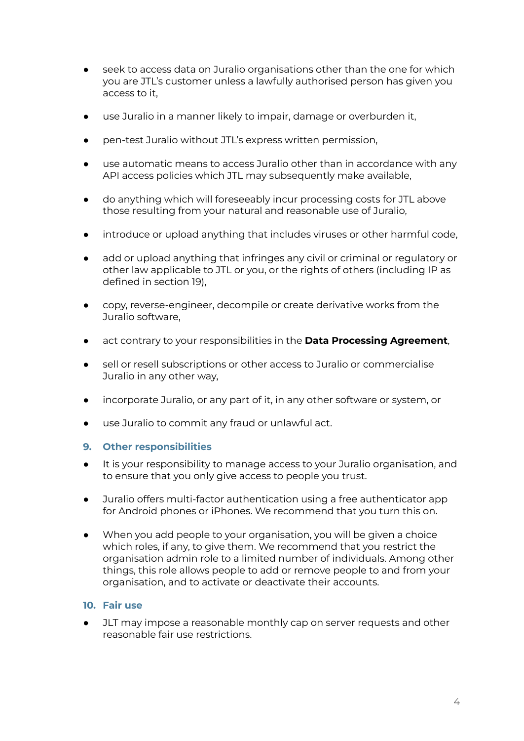- seek to access data on Juralio organisations other than the one for which you are JTL's customer unless a lawfully authorised person has given you access to it,
- use Juralio in a manner likely to impair, damage or overburden it,
- pen-test Juralio without JTL's express written permission,
- use automatic means to access Juralio other than in accordance with any API access policies which JTL may subsequently make available,
- do anything which will foreseeably incur processing costs for JTL above those resulting from your natural and reasonable use of Juralio,
- introduce or upload anything that includes viruses or other harmful code,
- add or upload anything that infringes any civil or criminal or regulatory or other law applicable to JTL or you, or the rights of others (including IP as defined in section 19),
- copy, reverse-engineer, decompile or create derivative works from the Juralio software,
- act contrary to your responsibilities in the **Data Processing Agreement**,
- sell or resell subscriptions or other access to Juralio or commercialise Juralio in any other way,
- incorporate Juralio, or any part of it, in any other software or system, or
- use Juralio to commit any fraud or unlawful act.

## 9. Other responsibilities

- It is your responsibility to manage access to your Juralio organisation, and to ensure that you only give access to people you trust.
- Juralio offers multi-factor authentication using a free authenticator app for Android phones or iPhones. We recommend that you turn this on.
- When you add people to your organisation, you will be given a choice which roles, if any, to give them. We recommend that you restrict the organisation admin role to a limited number of individuals. Among other things, this role allows people to add or remove people to and from your organisation, and to activate or deactivate their accounts.

## 10. Fair use

- JLT may impose a reasonable monthly cap on server requests and other reasonable fair use restrictions.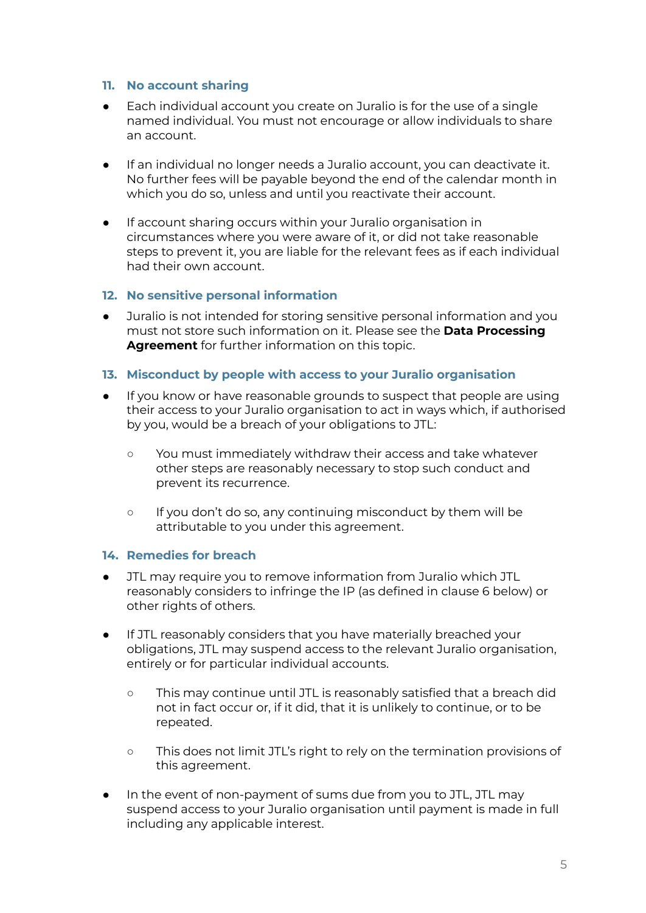### 11. No account sharing

- Each individual account you create on Juralio is for the use of a single named individual. You must not encourage or allow individuals to share an account.

- If an individual no longer needs a Juralio account, you can deactivate it. No further fees will be payable beyond the end of the calendar month in which you do so, unless and until you reactivate their account.

- If account sharing occurs within your Juralio organisation in circumstances where you were aware of it, or did not take reasonable steps to prevent it, you are liable for the relevant fees as if each individual had their own account.

### 12. No sensitive personal information

- Juralio is not intended for storing sensitive personal information and you must not store such information on it. Please see the **Data Processing Agreement** for further information on this topic.

### 13. Misconduct by people with access to your Juralio organisation

- If you know or have reasonable grounds to suspect that people are using their access to your Juralio organisation to act in ways which, if authorised by you, would be a breach of your obligations to JTL:
  - You must immediately withdraw their access and take whatever other steps are reasonably necessary to stop such conduct and prevent its recurrence.
  - If you don't do so, any continuing misconduct by them will be attributable to you under this agreement.

### 14. Remedies for breach

- JTL may require you to remove information from Juralio which JTL reasonably considers to infringe the IP (as defined in clause 6 below) or other rights of others.

- If JTL reasonably considers that you have materially breached your obligations, JTL may suspend access to the relevant Juralio organisation, entirely or for particular individual accounts.
  - This may continue until JTL is reasonably satisfied that a breach did not in fact occur or, if it did, that it is unlikely to continue, or to be repeated.
  - This does not limit JTL's right to rely on the termination provisions of this agreement.

- In the event of non-payment of sums due from you to JTL, JTL may suspend access to your Juralio organisation until payment is made in full including any applicable interest.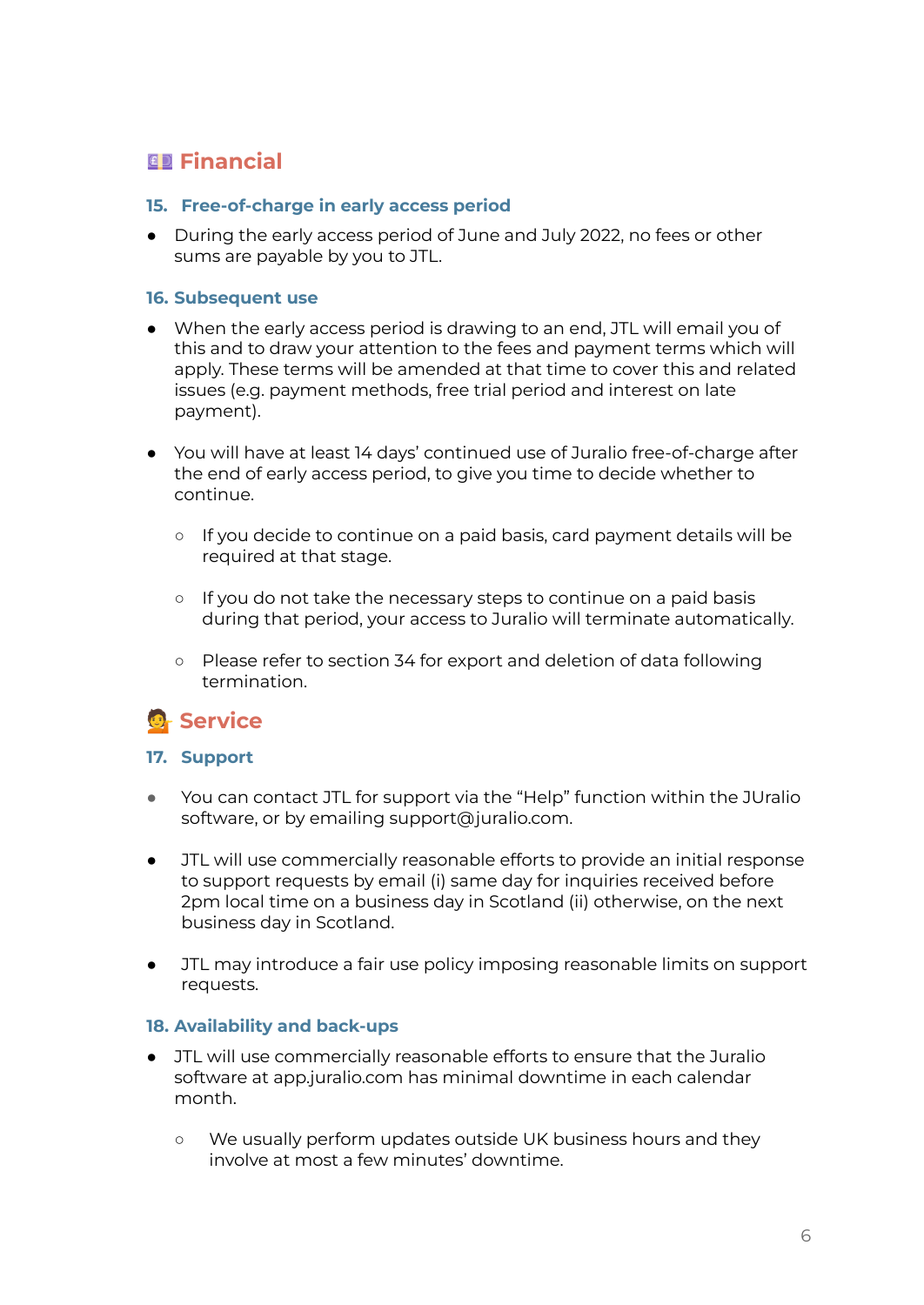## 💷 Financial

### 15. Free-of-charge in early access period

- During the early access period of June and July 2022, no fees or other sums are payable by you to JTL.

### 16. Subsequent use

- When the early access period is drawing to an end, JTL will email you of this and to draw your attention to the fees and payment terms which will apply. These terms will be amended at that time to cover this and related issues (e.g. payment methods, free trial period and interest on late payment).

- You will have at least 14 days' continued use of Juralio free-of-charge after the end of early access period, to give you time to decide whether to continue.

    - If you decide to continue on a paid basis, card payment details will be required at that stage.

    - If you do not take the necessary steps to continue on a paid basis during that period, your access to Juralio will terminate automatically.

    - Please refer to section 34 for export and deletion of data following termination.

## 💁 Service

### 17. Support

- You can contact JTL for support via the "Help" function within the JUralio software, or by emailing support@juralio.com.

- JTL will use commercially reasonable efforts to provide an initial response to support requests by email (i) same day for inquiries received before 2pm local time on a business day in Scotland (ii) otherwise, on the next business day in Scotland.

- JTL may introduce a fair use policy imposing reasonable limits on support requests.

### 18. Availability and back-ups

- JTL will use commercially reasonable efforts to ensure that the Juralio software at app.juralio.com has minimal downtime in each calendar month.

    - We usually perform updates outside UK business hours and they involve at most a few minutes' downtime.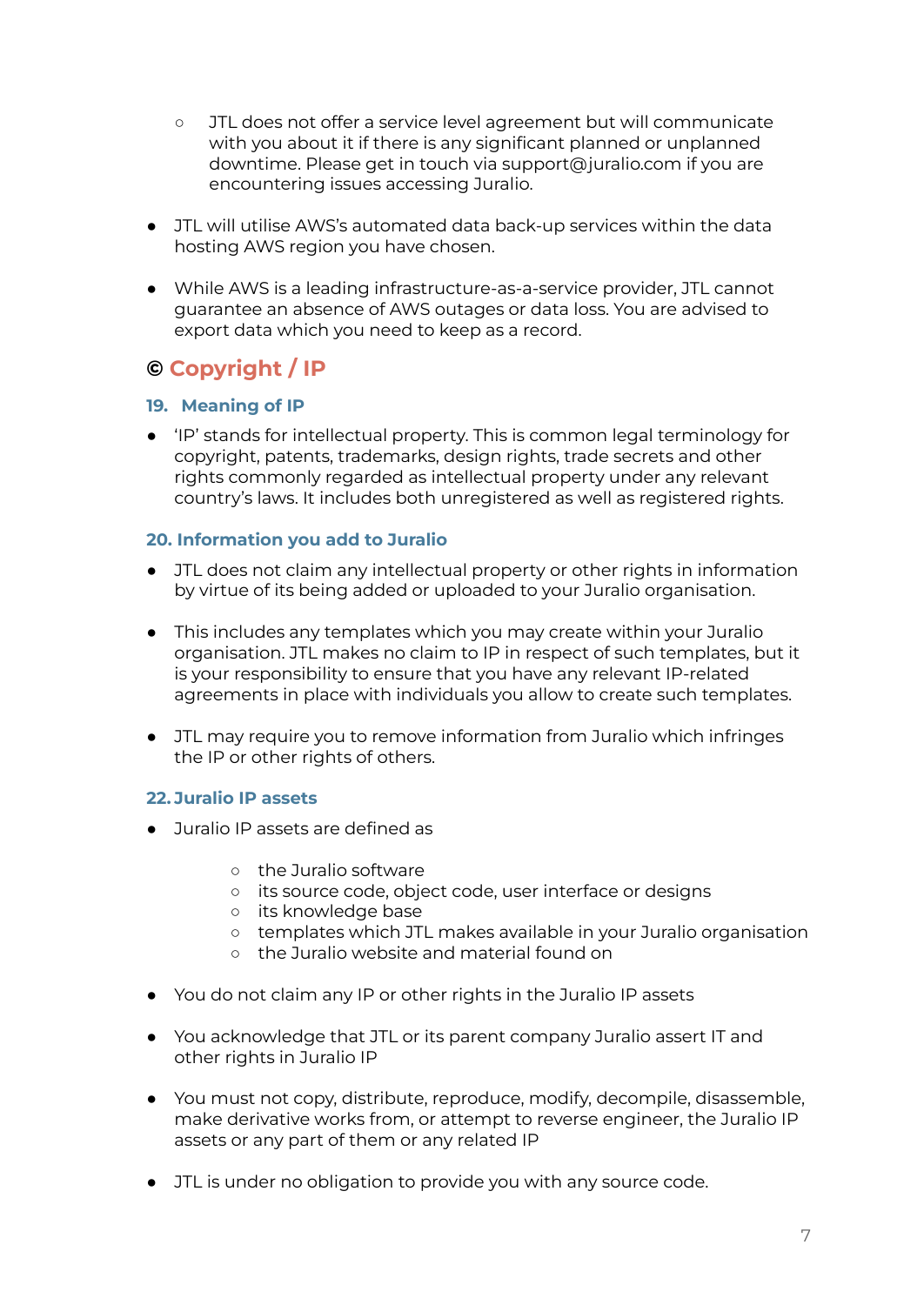- JTL does not offer a service level agreement but will communicate with you about it if there is any significant planned or unplanned downtime. Please get in touch via support@juralio.com if you are encountering issues accessing Juralio.

- JTL will utilise AWS's automated data back-up services within the data hosting AWS region you have chosen.

- While AWS is a leading infrastructure-as-a-service provider, JTL cannot guarantee an absence of AWS outages or data loss. You are advised to export data which you need to keep as a record.

## © Copyright / IP

### 19. Meaning of IP

- 'IP' stands for intellectual property. This is common legal terminology for copyright, patents, trademarks, design rights, trade secrets and other rights commonly regarded as intellectual property under any relevant country's laws. It includes both unregistered as well as registered rights.

### 20. Information you add to Juralio

- JTL does not claim any intellectual property or other rights in information by virtue of its being added or uploaded to your Juralio organisation.

- This includes any templates which you may create within your Juralio organisation. JTL makes no claim to IP in respect of such templates, but it is your responsibility to ensure that you have any relevant IP-related agreements in place with individuals you allow to create such templates.

- JTL may require you to remove information from Juralio which infringes the IP or other rights of others.

### 22. Juralio IP assets

- Juralio IP assets are defined as

  - the Juralio software
  - its source code, object code, user interface or designs
  - its knowledge base
  - templates which JTL makes available in your Juralio organisation
  - the Juralio website and material found on

- You do not claim any IP or other rights in the Juralio IP assets

- You acknowledge that JTL or its parent company Juralio assert IT and other rights in Juralio IP

- You must not copy, distribute, reproduce, modify, decompile, disassemble, make derivative works from, or attempt to reverse engineer, the Juralio IP assets or any part of them or any related IP

- JTL is under no obligation to provide you with any source code.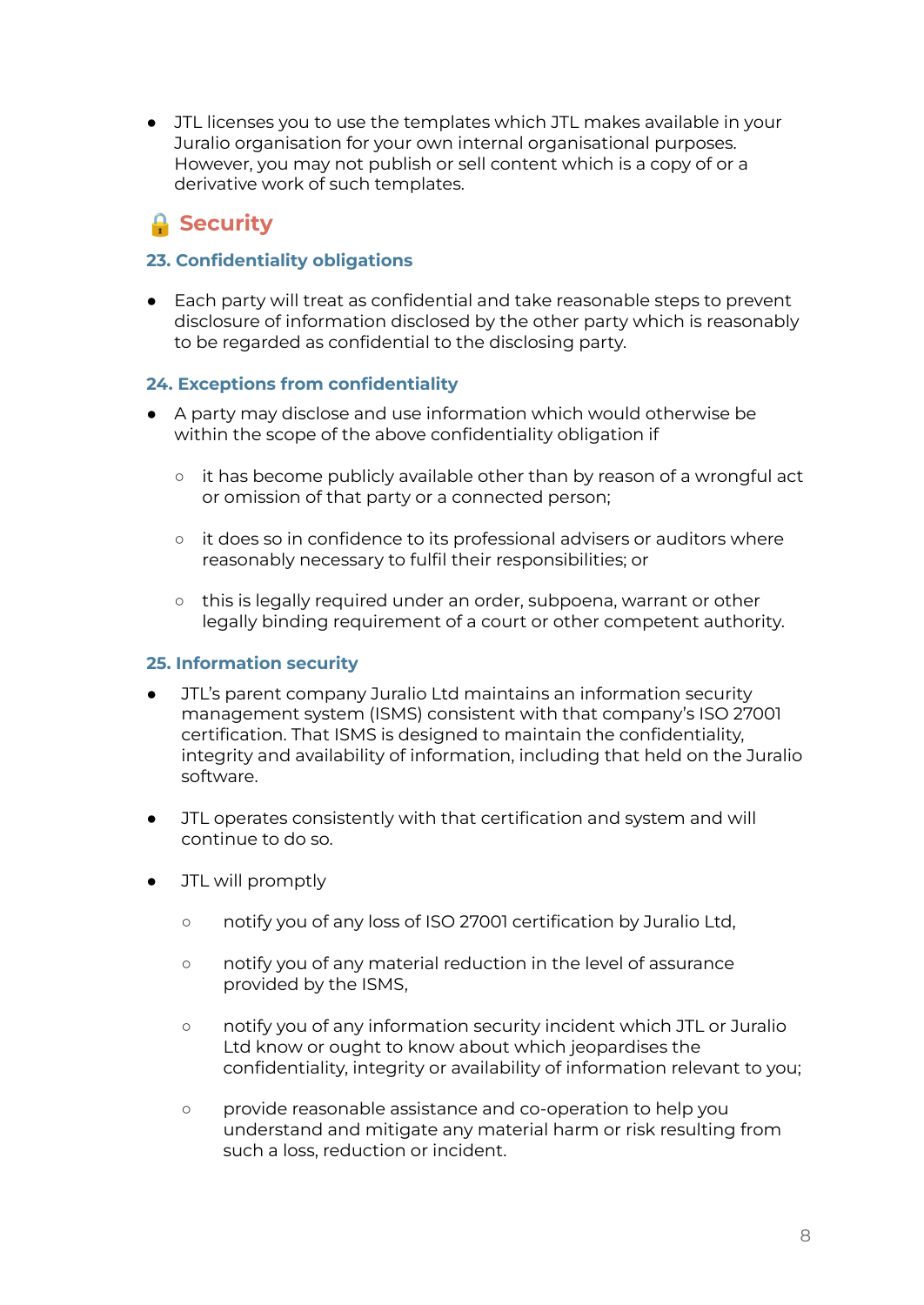- JTL licenses you to use the templates which JTL makes available in your Juralio organisation for your own internal organisational purposes. However, you may not publish or sell content which is a copy of or a derivative work of such templates.

## 🔒 Security

### 23. Confidentiality obligations

- Each party will treat as confidential and take reasonable steps to prevent disclosure of information disclosed by the other party which is reasonably to be regarded as confidential to the disclosing party.

### 24. Exceptions from confidentiality

- A party may disclose and use information which would otherwise be within the scope of the above confidentiality obligation if
  - it has become publicly available other than by reason of a wrongful act or omission of that party or a connected person;
  - it does so in confidence to its professional advisers or auditors where reasonably necessary to fulfil their responsibilities; or
  - this is legally required under an order, subpoena, warrant or other legally binding requirement of a court or other competent authority.

### 25. Information security

- JTL's parent company Juralio Ltd maintains an information security management system (ISMS) consistent with that company's ISO 27001 certification. That ISMS is designed to maintain the confidentiality, integrity and availability of information, including that held on the Juralio software.
- JTL operates consistently with that certification and system and will continue to do so.
- JTL will promptly
  - notify you of any loss of ISO 27001 certification by Juralio Ltd,
  - notify you of any material reduction in the level of assurance provided by the ISMS,
  - notify you of any information security incident which JTL or Juralio Ltd know or ought to know about which jeopardises the confidentiality, integrity or availability of information relevant to you;
  - provide reasonable assistance and co-operation to help you understand and mitigate any material harm or risk resulting from such a loss, reduction or incident.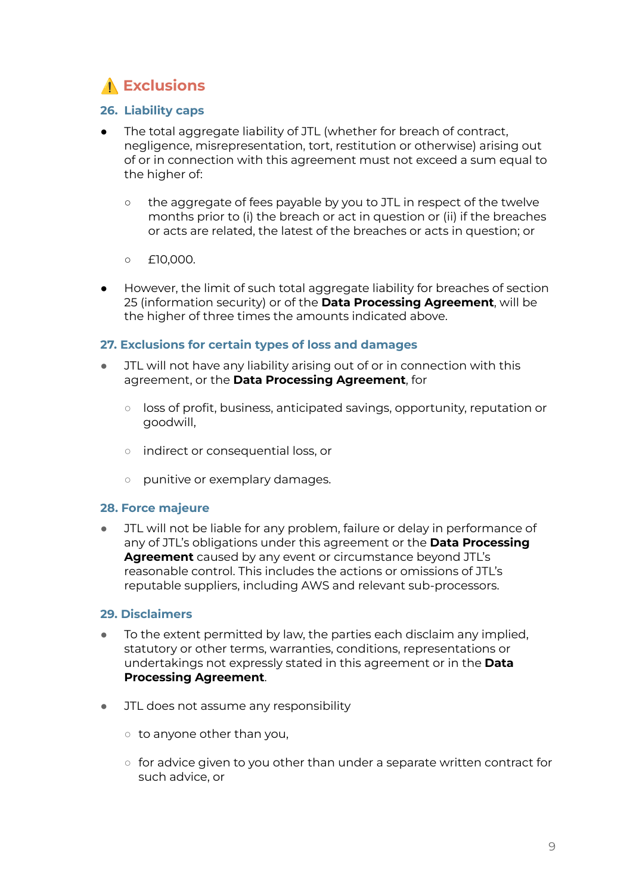## ⚠️ Exclusions

### 26. Liability caps

- The total aggregate liability of JTL (whether for breach of contract, negligence, misrepresentation, tort, restitution or otherwise) arising out of or in connection with this agreement must not exceed a sum equal to the higher of:
    - the aggregate of fees payable by you to JTL in respect of the twelve months prior to (i) the breach or act in question or (ii) if the breaches or acts are related, the latest of the breaches or acts in question; or
    - £10,000.
- However, the limit of such total aggregate liability for breaches of section 25 (information security) or of the **Data Processing Agreement**, will be the higher of three times the amounts indicated above.

### 27. Exclusions for certain types of loss and damages

- JTL will not have any liability arising out of or in connection with this agreement, or the **Data Processing Agreement**, for
    - loss of profit, business, anticipated savings, opportunity, reputation or goodwill,
    - indirect or consequential loss, or
    - punitive or exemplary damages.

### 28. Force majeure

- JTL will not be liable for any problem, failure or delay in performance of any of JTL's obligations under this agreement or the **Data Processing Agreement** caused by any event or circumstance beyond JTL's reasonable control. This includes the actions or omissions of JTL's reputable suppliers, including AWS and relevant sub-processors.

### 29. Disclaimers

- To the extent permitted by law, the parties each disclaim any implied, statutory or other terms, warranties, conditions, representations or undertakings not expressly stated in this agreement or in the **Data Processing Agreement**.
- JTL does not assume any responsibility
    - to anyone other than you,
    - for advice given to you other than under a separate written contract for such advice, or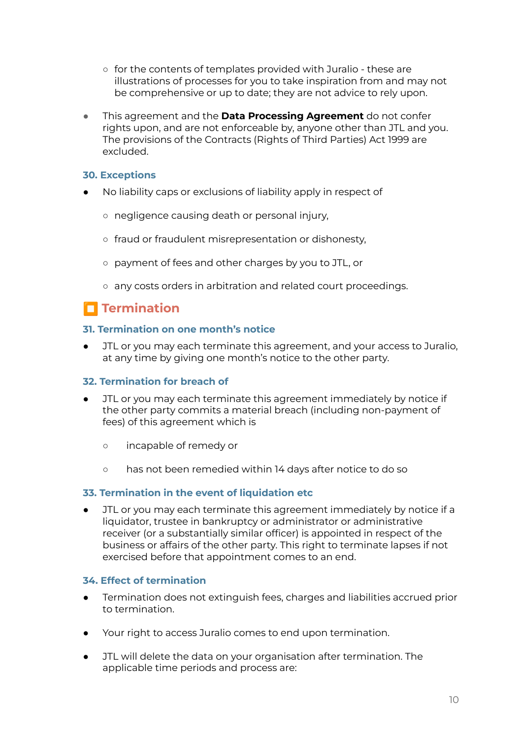- for the contents of templates provided with Juralio - these are illustrations of processes for you to take inspiration from and may not be comprehensive or up to date; they are not advice to rely upon.

- This agreement and the **Data Processing Agreement** do not confer rights upon, and are not enforceable by, anyone other than JTL and you. The provisions of the Contracts (Rights of Third Parties) Act 1999 are excluded.

### 30. Exceptions

- No liability caps or exclusions of liability apply in respect of
  - negligence causing death or personal injury,
  - fraud or fraudulent misrepresentation or dishonesty,
  - payment of fees and other charges by you to JTL, or
  - any costs orders in arbitration and related court proceedings.

## 🟧 Termination

### 31. Termination on one month's notice

- JTL or you may each terminate this agreement, and your access to Juralio, at any time by giving one month's notice to the other party.

### 32. Termination for breach of

- JTL or you may each terminate this agreement immediately by notice if the other party commits a material breach (including non-payment of fees) of this agreement which is
  - incapable of remedy or
  - has not been remedied within 14 days after notice to do so

### 33. Termination in the event of liquidation etc

- JTL or you may each terminate this agreement immediately by notice if a liquidator, trustee in bankruptcy or administrator or administrative receiver (or a substantially similar officer) is appointed in respect of the business or affairs of the other party. This right to terminate lapses if not exercised before that appointment comes to an end.

### 34. Effect of termination

- Termination does not extinguish fees, charges and liabilities accrued prior to termination.

- Your right to access Juralio comes to end upon termination.

- JTL will delete the data on your organisation after termination. The applicable time periods and process are: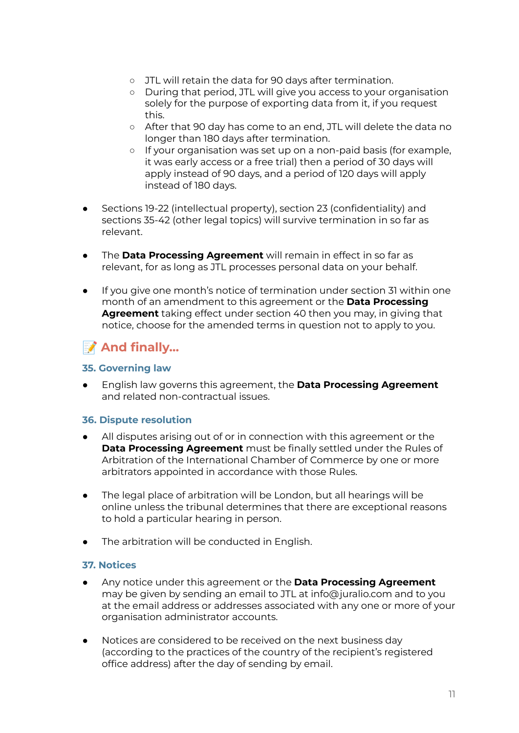- JTL will retain the data for 90 days after termination.
    - During that period, JTL will give you access to your organisation solely for the purpose of exporting data from it, if you request this.
    - After that 90 day has come to an end, JTL will delete the data no longer than 180 days after termination.
    - If your organisation was set up on a non-paid basis (for example, it was early access or a free trial) then a period of 30 days will apply instead of 90 days, and a period of 120 days will apply instead of 180 days.

- Sections 19-22 (intellectual property), section 23 (confidentiality) and sections 35-42 (other legal topics) will survive termination in so far as relevant.

- The **Data Processing Agreement** will remain in effect in so far as relevant, for as long as JTL processes personal data on your behalf.

- If you give one month's notice of termination under section 31 within one month of an amendment to this agreement or the **Data Processing Agreement** taking effect under section 40 then you may, in giving that notice, choose for the amended terms in question not to apply to you.

## 📝 And finally...

### 35. Governing law

- English law governs this agreement, the **Data Processing Agreement** and related non-contractual issues.

### 36. Dispute resolution

- All disputes arising out of or in connection with this agreement or the **Data Processing Agreement** must be finally settled under the Rules of Arbitration of the International Chamber of Commerce by one or more arbitrators appointed in accordance with those Rules.

- The legal place of arbitration will be London, but all hearings will be online unless the tribunal determines that there are exceptional reasons to hold a particular hearing in person.

- The arbitration will be conducted in English.

### 37. Notices

- Any notice under this agreement or the **Data Processing Agreement** may be given by sending an email to JTL at info@juralio.com and to you at the email address or addresses associated with any one or more of your organisation administrator accounts.

- Notices are considered to be received on the next business day (according to the practices of the country of the recipient's registered office address) after the day of sending by email.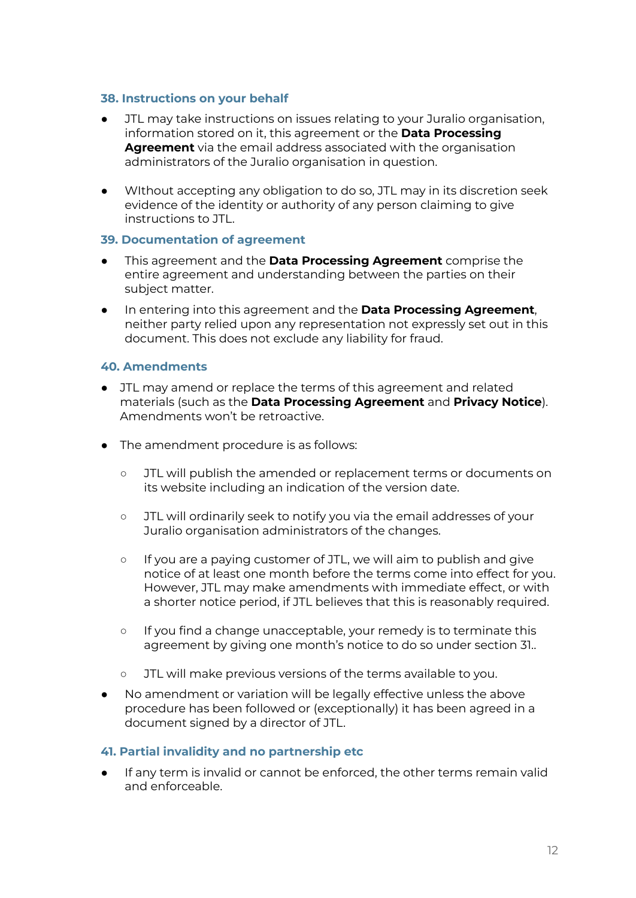### 38. Instructions on your behalf

- JTL may take instructions on issues relating to your Juralio organisation, information stored on it, this agreement or the **Data Processing Agreement** via the email address associated with the organisation administrators of the Juralio organisation in question.

- WIthout accepting any obligation to do so, JTL may in its discretion seek evidence of the identity or authority of any person claiming to give instructions to JTL.

### 39. Documentation of agreement

- This agreement and the **Data Processing Agreement** comprise the entire agreement and understanding between the parties on their subject matter.
- In entering into this agreement and the **Data Processing Agreement**, neither party relied upon any representation not expressly set out in this document. This does not exclude any liability for fraud.

### 40. Amendments

- JTL may amend or replace the terms of this agreement and related materials (such as the **Data Processing Agreement** and **Privacy Notice**). Amendments won't be retroactive.

- The amendment procedure is as follows:

    - JTL will publish the amended or replacement terms or documents on its website including an indication of the version date.

    - JTL will ordinarily seek to notify you via the email addresses of your Juralio organisation administrators of the changes.

    - If you are a paying customer of JTL, we will aim to publish and give notice of at least one month before the terms come into effect for you. However, JTL may make amendments with immediate effect, or with a shorter notice period, if JTL believes that this is reasonably required.

    - If you find a change unacceptable, your remedy is to terminate this agreement by giving one month's notice to do so under section 31..

    - JTL will make previous versions of the terms available to you.

- No amendment or variation will be legally effective unless the above procedure has been followed or (exceptionally) it has been agreed in a document signed by a director of JTL.

### 41. Partial invalidity and no partnership etc

- If any term is invalid or cannot be enforced, the other terms remain valid and enforceable.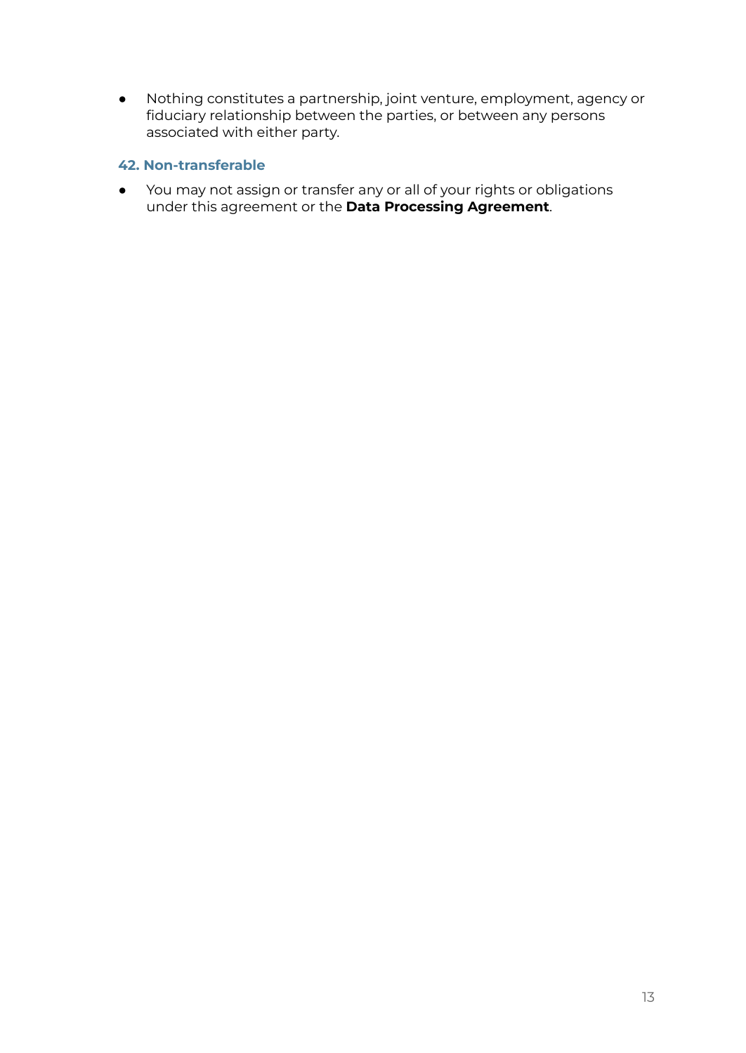- Nothing constitutes a partnership, joint venture, employment, agency or fiduciary relationship between the parties, or between any persons associated with either party.

### 42. Non-transferable

- You may not assign or transfer any or all of your rights or obligations under this agreement or the **Data Processing Agreement**.